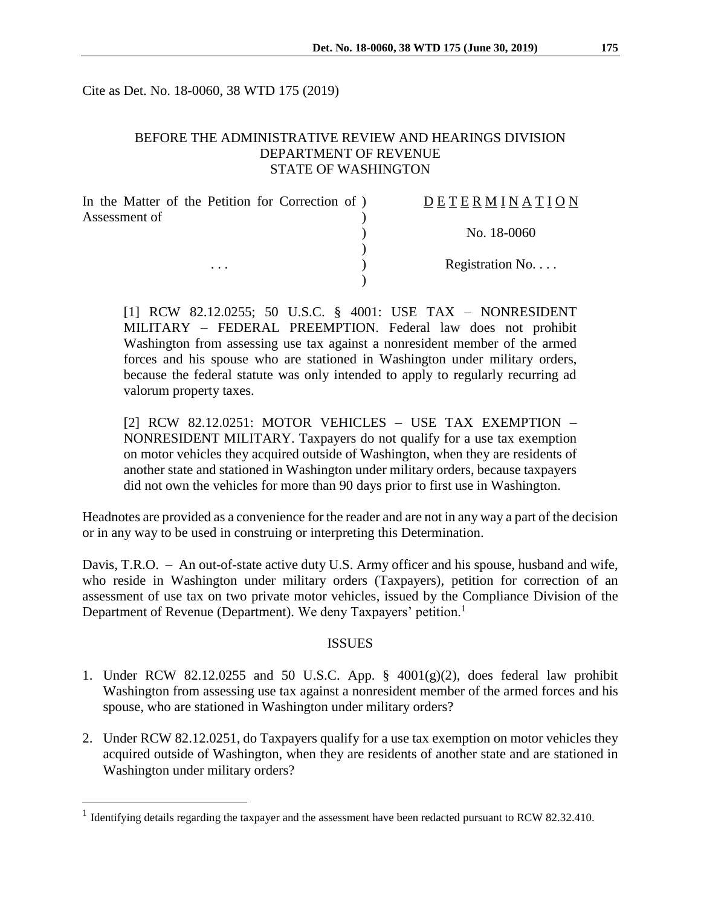Cite as Det. No. 18-0060, 38 WTD 175 (2019)

BEFORE THE ADMINISTRATIVE REVIEW AND HEARINGS DIVISION
DEPARTMENT OF REVENUE
STATE OF WASHINGTON

| In the Matter of the Petition for Correction of Assessment of | ) | D E T E R M I N A T I O N |
|---|---|---|
| | ) | No. 18-0060 |
| . . . | ) | Registration No. . . . |

[1] RCW 82.12.0255; 50 U.S.C. § 4001: USE TAX – NONRESIDENT MILITARY – FEDERAL PREEMPTION. Federal law does not prohibit Washington from assessing use tax against a nonresident member of the armed forces and his spouse who are stationed in Washington under military orders, because the federal statute was only intended to apply to regularly recurring ad valorum property taxes.

[2] RCW 82.12.0251: MOTOR VEHICLES – USE TAX EXEMPTION – NONRESIDENT MILITARY. Taxpayers do not qualify for a use tax exemption on motor vehicles they acquired outside of Washington, when they are residents of another state and stationed in Washington under military orders, because taxpayers did not own the vehicles for more than 90 days prior to first use in Washington.

Headnotes are provided as a convenience for the reader and are not in any way a part of the decision or in any way to be used in construing or interpreting this Determination.

Davis, T.R.O. – An out-of-state active duty U.S. Army officer and his spouse, husband and wife, who reside in Washington under military orders (Taxpayers), petition for correction of an assessment of use tax on two private motor vehicles, issued by the Compliance Division of the Department of Revenue (Department). We deny Taxpayers' petition.[1]

## ISSUES

1. Under RCW 82.12.0255 and 50 U.S.C. App. § 4001(g)(2), does federal law prohibit Washington from assessing use tax against a nonresident member of the armed forces and his spouse, who are stationed in Washington under military orders?

2. Under RCW 82.12.0251, do Taxpayers qualify for a use tax exemption on motor vehicles they acquired outside of Washington, when they are residents of another state and are stationed in Washington under military orders?

[1] Identifying details regarding the taxpayer and the assessment have been redacted pursuant to RCW 82.32.410.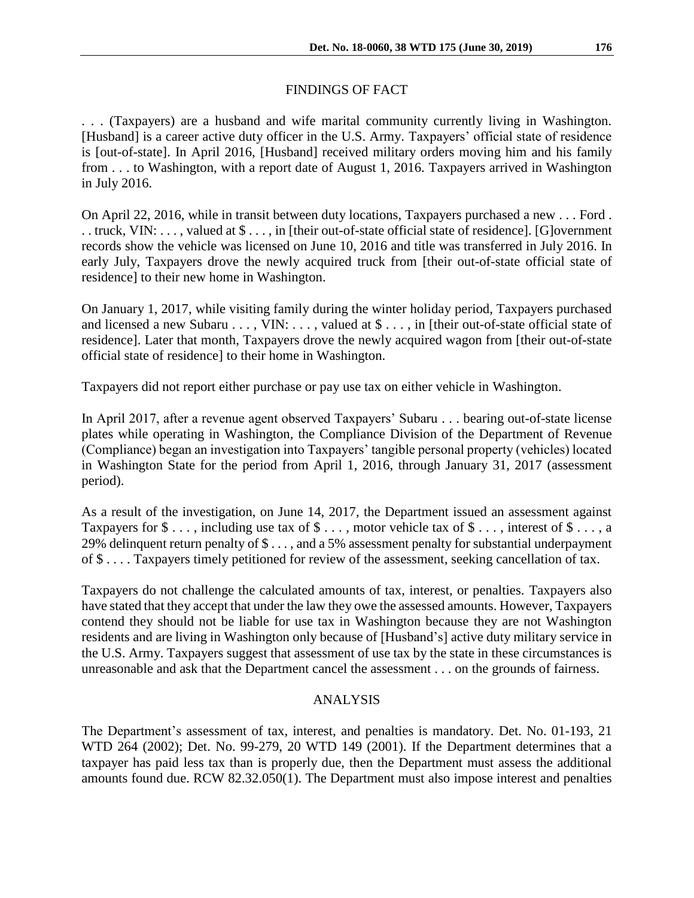## FINDINGS OF FACT

. . . (Taxpayers) are a husband and wife marital community currently living in Washington. [Husband] is a career active duty officer in the U.S. Army. Taxpayers' official state of residence is [out-of-state]. In April 2016, [Husband] received military orders moving him and his family from . . . to Washington, with a report date of August 1, 2016. Taxpayers arrived in Washington in July 2016.

On April 22, 2016, while in transit between duty locations, Taxpayers purchased a new . . . Ford . . . truck, VIN: . . . , valued at $ . . . , in [their out-of-state official state of residence]. [G]overnment records show the vehicle was licensed on June 10, 2016 and title was transferred in July 2016. In early July, Taxpayers drove the newly acquired truck from [their out-of-state official state of residence] to their new home in Washington.

On January 1, 2017, while visiting family during the winter holiday period, Taxpayers purchased and licensed a new Subaru . . . , VIN: . . . , valued at $ . . . , in [their out-of-state official state of residence]. Later that month, Taxpayers drove the newly acquired wagon from [their out-of-state official state of residence] to their home in Washington.

Taxpayers did not report either purchase or pay use tax on either vehicle in Washington.

In April 2017, after a revenue agent observed Taxpayers' Subaru . . . bearing out-of-state license plates while operating in Washington, the Compliance Division of the Department of Revenue (Compliance) began an investigation into Taxpayers' tangible personal property (vehicles) located in Washington State for the period from April 1, 2016, through January 31, 2017 (assessment period).

As a result of the investigation, on June 14, 2017, the Department issued an assessment against Taxpayers for $ . . . , including use tax of $ . . . , motor vehicle tax of $ . . . , interest of $ . . . , a 29% delinquent return penalty of $ . . . , and a 5% assessment penalty for substantial underpayment of $ . . . . Taxpayers timely petitioned for review of the assessment, seeking cancellation of tax.

Taxpayers do not challenge the calculated amounts of tax, interest, or penalties. Taxpayers also have stated that they accept that under the law they owe the assessed amounts. However, Taxpayers contend they should not be liable for use tax in Washington because they are not Washington residents and are living in Washington only because of [Husband's] active duty military service in the U.S. Army. Taxpayers suggest that assessment of use tax by the state in these circumstances is unreasonable and ask that the Department cancel the assessment . . . on the grounds of fairness.

## ANALYSIS

The Department's assessment of tax, interest, and penalties is mandatory. Det. No. 01-193, 21 WTD 264 (2002); Det. No. 99-279, 20 WTD 149 (2001). If the Department determines that a taxpayer has paid less tax than is properly due, then the Department must assess the additional amounts found due. RCW 82.32.050(1). The Department must also impose interest and penalties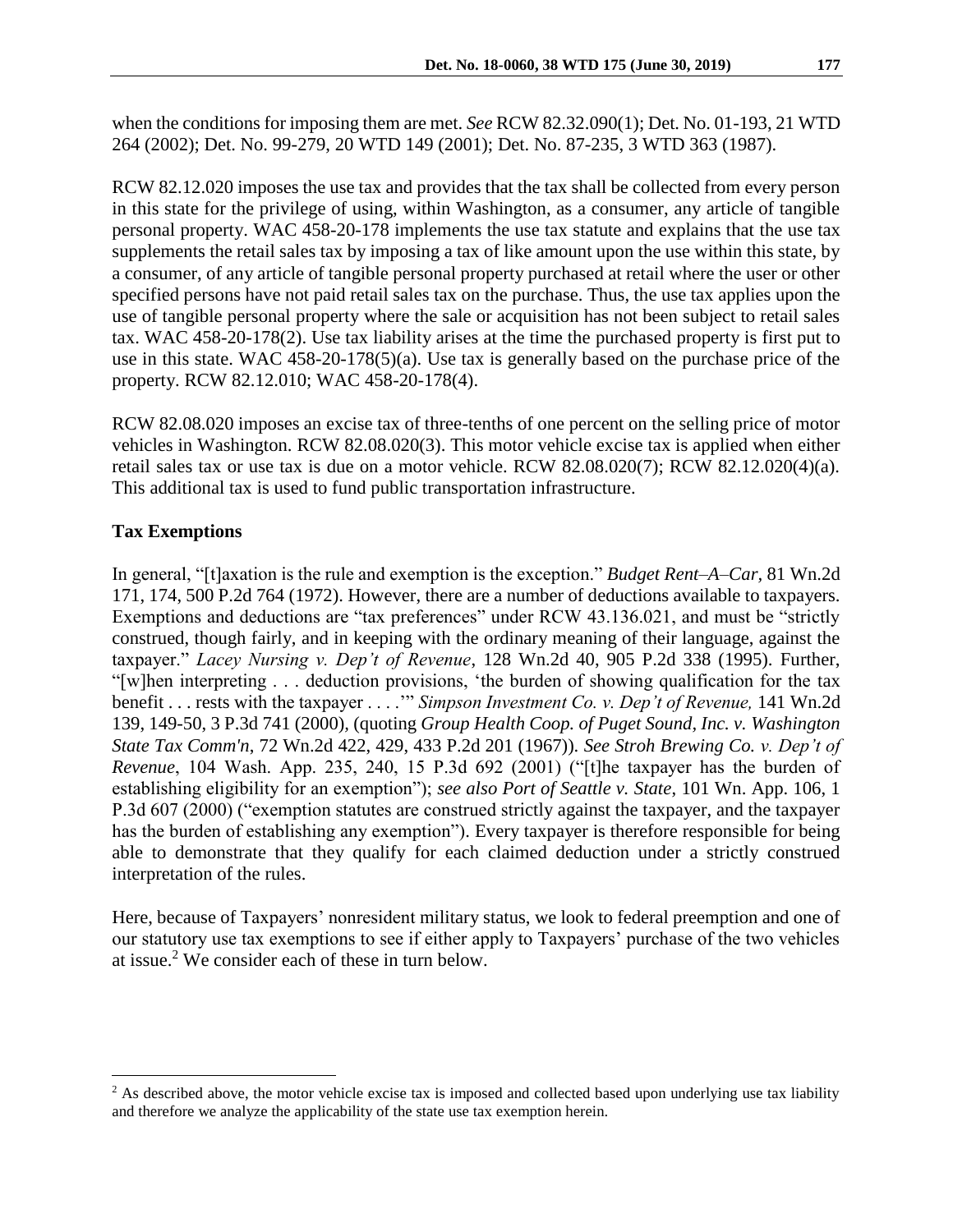when the conditions for imposing them are met. *See* RCW 82.32.090(1); Det. No. 01-193, 21 WTD 264 (2002); Det. No. 99-279, 20 WTD 149 (2001); Det. No. 87-235, 3 WTD 363 (1987).

RCW 82.12.020 imposes the use tax and provides that the tax shall be collected from every person in this state for the privilege of using, within Washington, as a consumer, any article of tangible personal property. WAC 458-20-178 implements the use tax statute and explains that the use tax supplements the retail sales tax by imposing a tax of like amount upon the use within this state, by a consumer, of any article of tangible personal property purchased at retail where the user or other specified persons have not paid retail sales tax on the purchase. Thus, the use tax applies upon the use of tangible personal property where the sale or acquisition has not been subject to retail sales tax. WAC 458-20-178(2). Use tax liability arises at the time the purchased property is first put to use in this state. WAC 458-20-178(5)(a). Use tax is generally based on the purchase price of the property. RCW 82.12.010; WAC 458-20-178(4).

RCW 82.08.020 imposes an excise tax of three-tenths of one percent on the selling price of motor vehicles in Washington. RCW 82.08.020(3). This motor vehicle excise tax is applied when either retail sales tax or use tax is due on a motor vehicle. RCW 82.08.020(7); RCW 82.12.020(4)(a). This additional tax is used to fund public transportation infrastructure.

## Tax Exemptions

In general, "[t]axation is the rule and exemption is the exception." *Budget Rent–A–Car*, 81 Wn.2d 171, 174, 500 P.2d 764 (1972). However, there are a number of deductions available to taxpayers. Exemptions and deductions are "tax preferences" under RCW 43.136.021, and must be "strictly construed, though fairly, and in keeping with the ordinary meaning of their language, against the taxpayer." *Lacey Nursing v. Dep't of Revenue*, 128 Wn.2d 40, 905 P.2d 338 (1995). Further, "[w]hen interpreting . . . deduction provisions, 'the burden of showing qualification for the tax benefit . . . rests with the taxpayer . . . .'" *Simpson Investment Co. v. Dep't of Revenue,* 141 Wn.2d 139, 149-50, 3 P.3d 741 (2000), (quoting *Group Health Coop. of Puget Sound, Inc. v. Washington State Tax Comm'n*, 72 Wn.2d 422, 429, 433 P.2d 201 (1967)). *See Stroh Brewing Co. v. Dep't of Revenue*, 104 Wash. App. 235, 240, 15 P.3d 692 (2001) ("[t]he taxpayer has the burden of establishing eligibility for an exemption"); *see also Port of Seattle v. State*, 101 Wn. App. 106, 1 P.3d 607 (2000) ("exemption statutes are construed strictly against the taxpayer, and the taxpayer has the burden of establishing any exemption"). Every taxpayer is therefore responsible for being able to demonstrate that they qualify for each claimed deduction under a strictly construed interpretation of the rules.

Here, because of Taxpayers' nonresident military status, we look to federal preemption and one of our statutory use tax exemptions to see if either apply to Taxpayers' purchase of the two vehicles at issue.[2] We consider each of these in turn below.

---

[2] As described above, the motor vehicle excise tax is imposed and collected based upon underlying use tax liability and therefore we analyze the applicability of the state use tax exemption herein.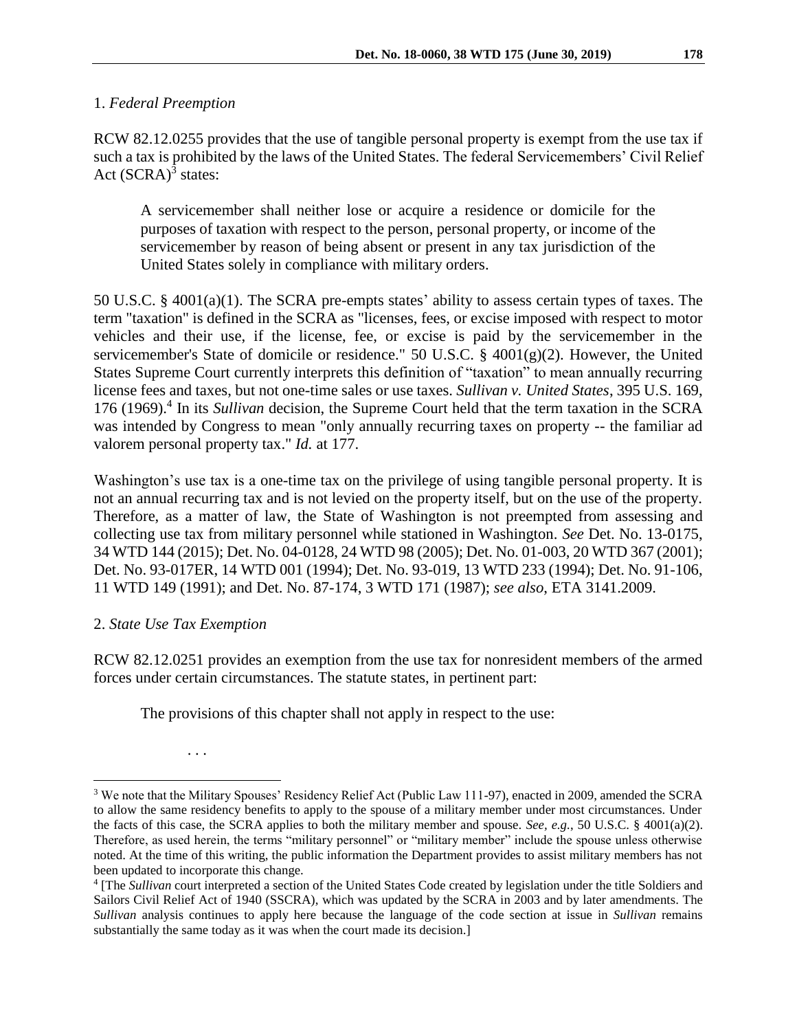1. *Federal Preemption*

RCW 82.12.0255 provides that the use of tangible personal property is exempt from the use tax if such a tax is prohibited by the laws of the United States. The federal Servicemembers' Civil Relief Act (SCRA)[3] states:

> A servicemember shall neither lose or acquire a residence or domicile for the purposes of taxation with respect to the person, personal property, or income of the servicemember by reason of being absent or present in any tax jurisdiction of the United States solely in compliance with military orders.

50 U.S.C. § 4001(a)(1). The SCRA pre-empts states' ability to assess certain types of taxes. The term "taxation" is defined in the SCRA as "licenses, fees, or excise imposed with respect to motor vehicles and their use, if the license, fee, or excise is paid by the servicemember in the servicemember's State of domicile or residence." 50 U.S.C. § 4001(g)(2). However, the United States Supreme Court currently interprets this definition of "taxation" to mean annually recurring license fees and taxes, but not one-time sales or use taxes. *Sullivan v. United States*, 395 U.S. 169, 176 (1969).[4] In its *Sullivan* decision, the Supreme Court held that the term taxation in the SCRA was intended by Congress to mean "only annually recurring taxes on property -- the familiar ad valorem personal property tax." *Id.* at 177.

Washington's use tax is a one-time tax on the privilege of using tangible personal property. It is not an annual recurring tax and is not levied on the property itself, but on the use of the property. Therefore, as a matter of law, the State of Washington is not preempted from assessing and collecting use tax from military personnel while stationed in Washington. *See* Det. No. 13-0175, 34 WTD 144 (2015); Det. No. 04-0128, 24 WTD 98 (2005); Det. No. 01-003, 20 WTD 367 (2001); Det. No. 93-017ER, 14 WTD 001 (1994); Det. No. 93-019, 13 WTD 233 (1994); Det. No. 91-106, 11 WTD 149 (1991); and Det. No. 87-174, 3 WTD 171 (1987); *see also*, ETA 3141.2009.

2. *State Use Tax Exemption*

RCW 82.12.0251 provides an exemption from the use tax for nonresident members of the armed forces under certain circumstances. The statute states, in pertinent part:

> The provisions of this chapter shall not apply in respect to the use:
>
> . . .

---

[3] We note that the Military Spouses' Residency Relief Act (Public Law 111-97), enacted in 2009, amended the SCRA to allow the same residency benefits to apply to the spouse of a military member under most circumstances. Under the facts of this case, the SCRA applies to both the military member and spouse. *See, e.g.*, 50 U.S.C. § 4001(a)(2). Therefore, as used herein, the terms "military personnel" or "military member" include the spouse unless otherwise noted. At the time of this writing, the public information the Department provides to assist military members has not been updated to incorporate this change.

[4] [The *Sullivan* court interpreted a section of the United States Code created by legislation under the title Soldiers and Sailors Civil Relief Act of 1940 (SSCRA), which was updated by the SCRA in 2003 and by later amendments. The *Sullivan* analysis continues to apply here because the language of the code section at issue in *Sullivan* remains substantially the same today as it was when the court made its decision.]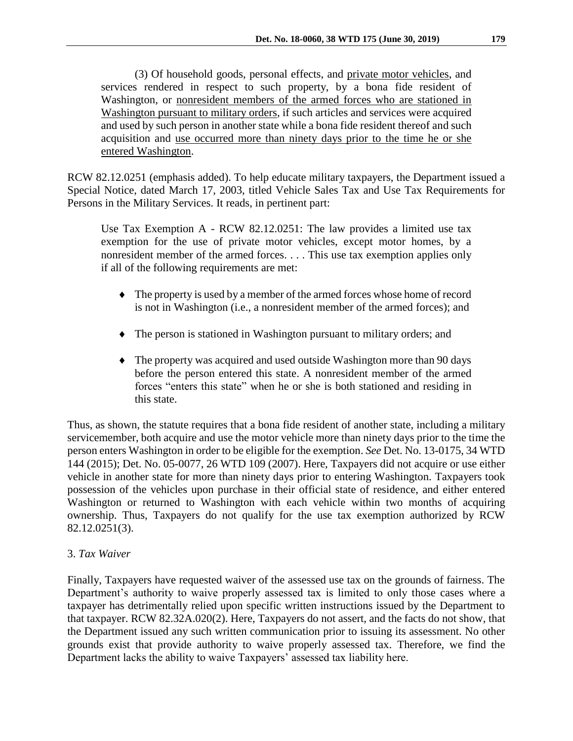> (3) Of household goods, personal effects, and <u>private motor vehicles</u>, and services rendered in respect to such property, by a bona fide resident of Washington, or <u>nonresident members of the armed forces who are stationed in Washington pursuant to military orders</u>, if such articles and services were acquired and used by such person in another state while a bona fide resident thereof and such acquisition and <u>use occurred more than ninety days prior to the time he or she entered Washington</u>.

RCW 82.12.0251 (emphasis added). To help educate military taxpayers, the Department issued a Special Notice, dated March 17, 2003, titled Vehicle Sales Tax and Use Tax Requirements for Persons in the Military Services. It reads, in pertinent part:

> Use Tax Exemption A - RCW 82.12.0251: The law provides a limited use tax exemption for the use of private motor vehicles, except motor homes, by a nonresident member of the armed forces. . . . This use tax exemption applies only if all of the following requirements are met:
>
> - The property is used by a member of the armed forces whose home of record is not in Washington (i.e., a nonresident member of the armed forces); and
> - The person is stationed in Washington pursuant to military orders; and
> - The property was acquired and used outside Washington more than 90 days before the person entered this state. A nonresident member of the armed forces "enters this state" when he or she is both stationed and residing in this state.

Thus, as shown, the statute requires that a bona fide resident of another state, including a military servicemember, both acquire and use the motor vehicle more than ninety days prior to the time the person enters Washington in order to be eligible for the exemption. *See* Det. No. 13-0175, 34 WTD 144 (2015); Det. No. 05-0077, 26 WTD 109 (2007). Here, Taxpayers did not acquire or use either vehicle in another state for more than ninety days prior to entering Washington. Taxpayers took possession of the vehicles upon purchase in their official state of residence, and either entered Washington or returned to Washington with each vehicle within two months of acquiring ownership. Thus, Taxpayers do not qualify for the use tax exemption authorized by RCW 82.12.0251(3).

3. *Tax Waiver*

Finally, Taxpayers have requested waiver of the assessed use tax on the grounds of fairness. The Department's authority to waive properly assessed tax is limited to only those cases where a taxpayer has detrimentally relied upon specific written instructions issued by the Department to that taxpayer. RCW 82.32A.020(2). Here, Taxpayers do not assert, and the facts do not show, that the Department issued any such written communication prior to issuing its assessment. No other grounds exist that provide authority to waive properly assessed tax. Therefore, we find the Department lacks the ability to waive Taxpayers' assessed tax liability here.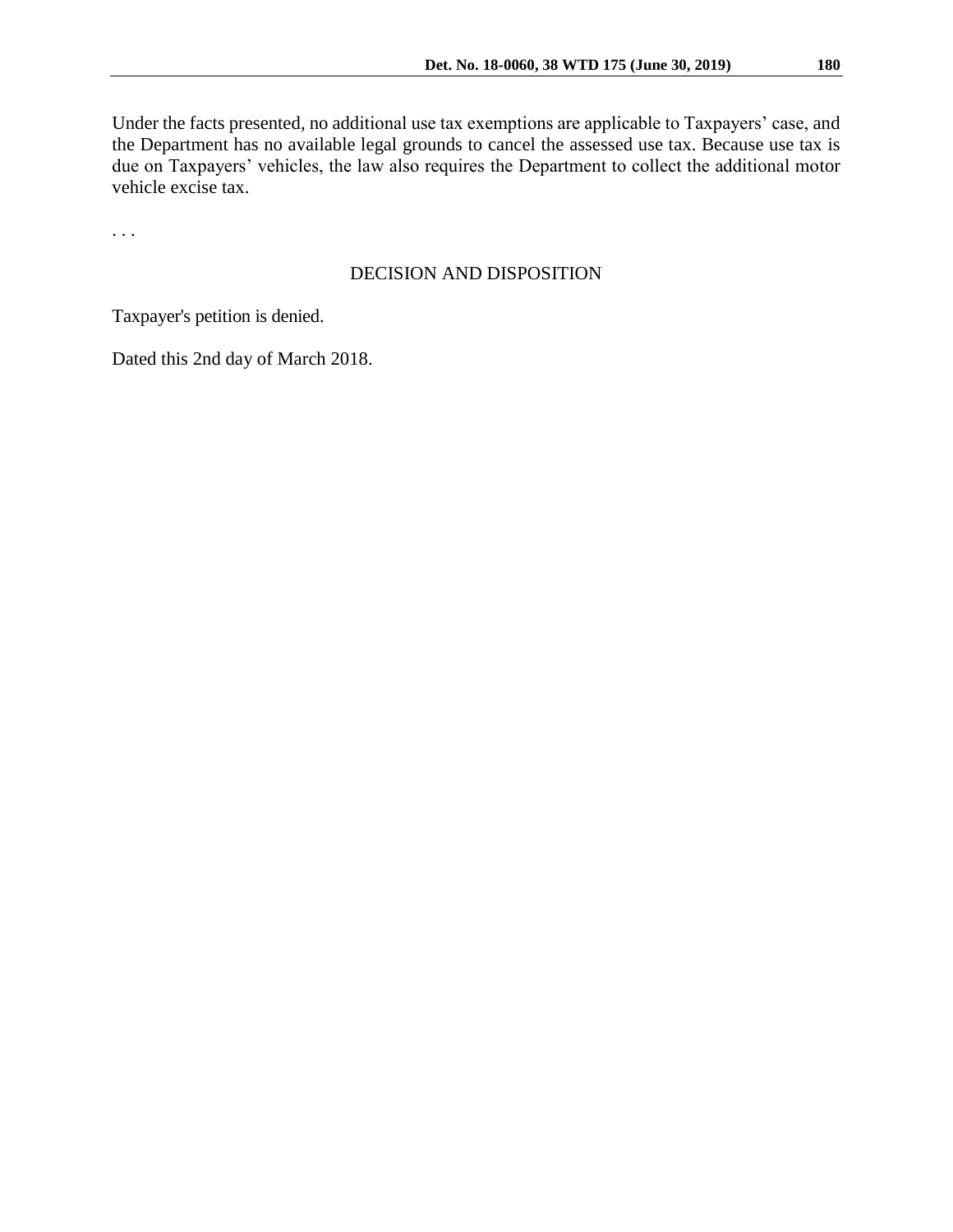Under the facts presented, no additional use tax exemptions are applicable to Taxpayers' case, and the Department has no available legal grounds to cancel the assessed use tax. Because use tax is due on Taxpayers' vehicles, the law also requires the Department to collect the additional motor vehicle excise tax.

. . .

## DECISION AND DISPOSITION

Taxpayer's petition is denied.

Dated this 2nd day of March 2018.